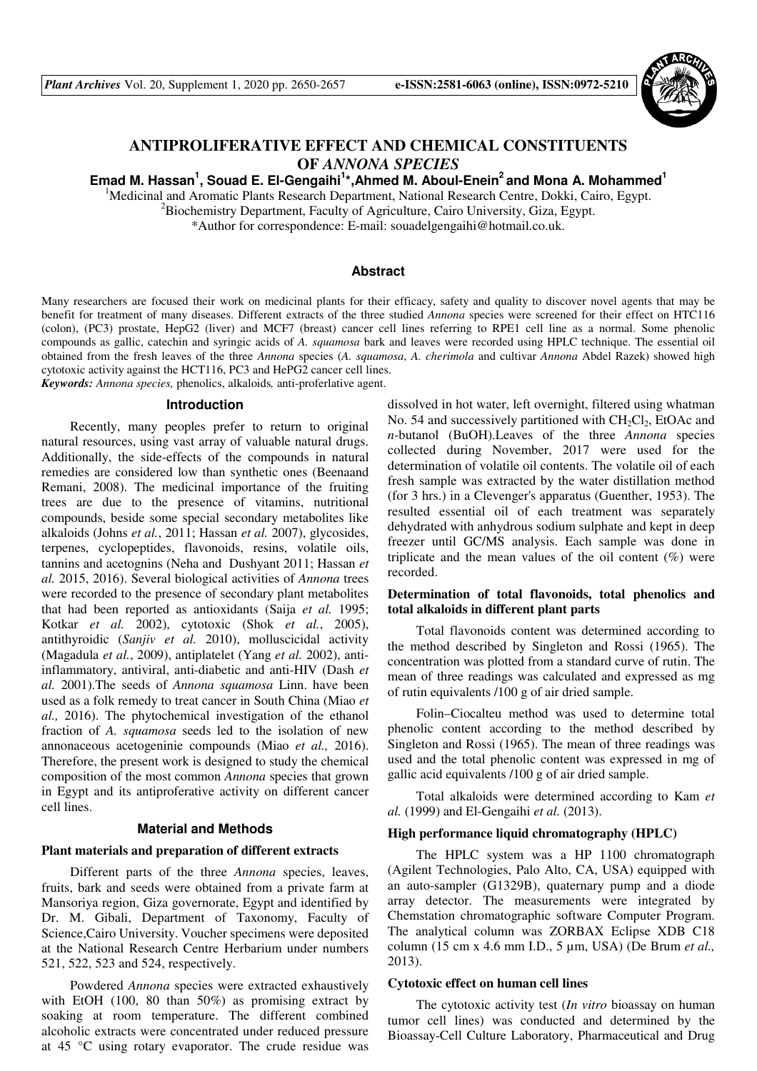# ANTIPROLIFERATIVE EFFECT AND CHEMICAL CONSTITUENTS OF *ANNONA SPECIES*

**Emad M. Hassan[1], Souad E. El-Gengaihi[1]*, Ahmed M. Aboul-Enein[2] and Mona A. Mohammed[1]**

[1]Medicinal and Aromatic Plants Research Department, National Research Centre, Dokki, Cairo, Egypt.
[2]Biochemistry Department, Faculty of Agriculture, Cairo University, Giza, Egypt.
*Author for correspondence: E-mail: souadelgengaihi@hotmail.co.uk.

## Abstract

Many researchers are focused their work on medicinal plants for their efficacy, safety and quality to discover novel agents that may be benefit for treatment of many diseases. Different extracts of the three studied *Annona* species were screened for their effect on HTC116 (colon), (PC3) prostate, HepG2 (liver) and MCF7 (breast) cancer cell lines referring to RPE1 cell line as a normal. Some phenolic compounds as gallic, catechin and syringic acids of *A. squamosa* bark and leaves were recorded using HPLC technique. The essential oil obtained from the fresh leaves of the three *Annona* species (*A. squamosa*, *A. cherimola* and cultivar *Annona* Abdel Razek) showed high cytotoxic activity against the HCT116, PC3 and HePG2 cancer cell lines.

*Keywords: Annona species,* phenolics, alkaloids*,* anti-proferlative agent.

## Introduction

Recently, many peoples prefer to return to original natural resources, using vast array of valuable natural drugs. Additionally, the side-effects of the compounds in natural remedies are considered low than synthetic ones (Beenaand Remani, 2008). The medicinal importance of the fruiting trees are due to the presence of vitamins, nutritional compounds, beside some special secondary metabolites like alkaloids (Johns *et al.*, 2011; Hassan *et al.* 2007), glycosides, terpenes, cyclopeptides, flavonoids, resins, volatile oils, tannins and acetognins (Neha and Dushyant 2011; Hassan *et al.* 2015, 2016). Several biological activities of *Annona* trees were recorded to the presence of secondary plant metabolites that had been reported as antioxidants (Saija *et al.* 1995; Kotkar *et al.* 2002), cytotoxic (Shok *et al.*, 2005), antithyroidic (*Sanjiv et al.* 2010), molluscicidal activity (Magadula *et al.*, 2009), antiplatelet (Yang *et al.* 2002), anti-inflammatory, antiviral, anti-diabetic and anti-HIV (Dash *et al.* 2001).The seeds of *Annona squamosa* Linn. have been used as a folk remedy to treat cancer in South China (Miao *et al.,* 2016). The phytochemical investigation of the ethanol fraction of *A. squamosa* seeds led to the isolation of new annonaceous acetogeninie compounds (Miao *et al.,* 2016). Therefore, the present work is designed to study the chemical composition of the most common *Annona* species that grown in Egypt and its antiproferative activity on different cancer cell lines.

## Material and Methods

### Plant materials and preparation of different extracts

Different parts of the three *Annona* species, leaves, fruits, bark and seeds were obtained from a private farm at Mansoriya region, Giza governorate, Egypt and identified by Dr. M. Gibali, Department of Taxonomy, Faculty of Science,Cairo University. Voucher specimens were deposited at the National Research Centre Herbarium under numbers 521, 522, 523 and 524, respectively.

Powdered *Annona* species were extracted exhaustively with EtOH (100, 80 than 50%) as promising extract by soaking at room temperature. The different combined alcoholic extracts were concentrated under reduced pressure at 45 °C using rotary evaporator. The crude residue was dissolved in hot water, left overnight, filtered using whatman No. 54 and successively partitioned with $CH_2Cl_2$, EtOAc and *n*-butanol (BuOH).Leaves of the three *Annona* species collected during November, 2017 were used for the determination of volatile oil contents. The volatile oil of each fresh sample was extracted by the water distillation method (for 3 hrs.) in a Clevenger's apparatus (Guenther, 1953). The resulted essential oil of each treatment was separately dehydrated with anhydrous sodium sulphate and kept in deep freezer until GC/MS analysis. Each sample was done in triplicate and the mean values of the oil content (%) were recorded.

### Determination of total flavonoids, total phenolics and total alkaloids in different plant parts

Total flavonoids content was determined according to the method described by Singleton and Rossi (1965). The concentration was plotted from a standard curve of rutin. The mean of three readings was calculated and expressed as mg of rutin equivalents /100 g of air dried sample.

Folin–Ciocalteu method was used to determine total phenolic content according to the method described by Singleton and Rossi (1965). The mean of three readings was used and the total phenolic content was expressed in mg of gallic acid equivalents /100 g of air dried sample.

Total alkaloids were determined according to Kam *et al.* (1999) and El-Gengaihi *et al.* (2013).

### High performance liquid chromatography (HPLC)

The HPLC system was a HP 1100 chromatograph (Agilent Technologies, Palo Alto, CA, USA) equipped with an auto-sampler (G1329B), quaternary pump and a diode array detector. The measurements were integrated by Chemstation chromatographic software Computer Program. The analytical column was ZORBAX Eclipse XDB C18 column (15 cm x 4.6 mm I.D., 5 µm, USA) (De Brum *et al.,* 2013).

### Cytotoxic effect on human cell lines

The cytotoxic activity test (*In vitro* bioassay on human tumor cell lines) was conducted and determined by the Bioassay-Cell Culture Laboratory, Pharmaceutical and Drug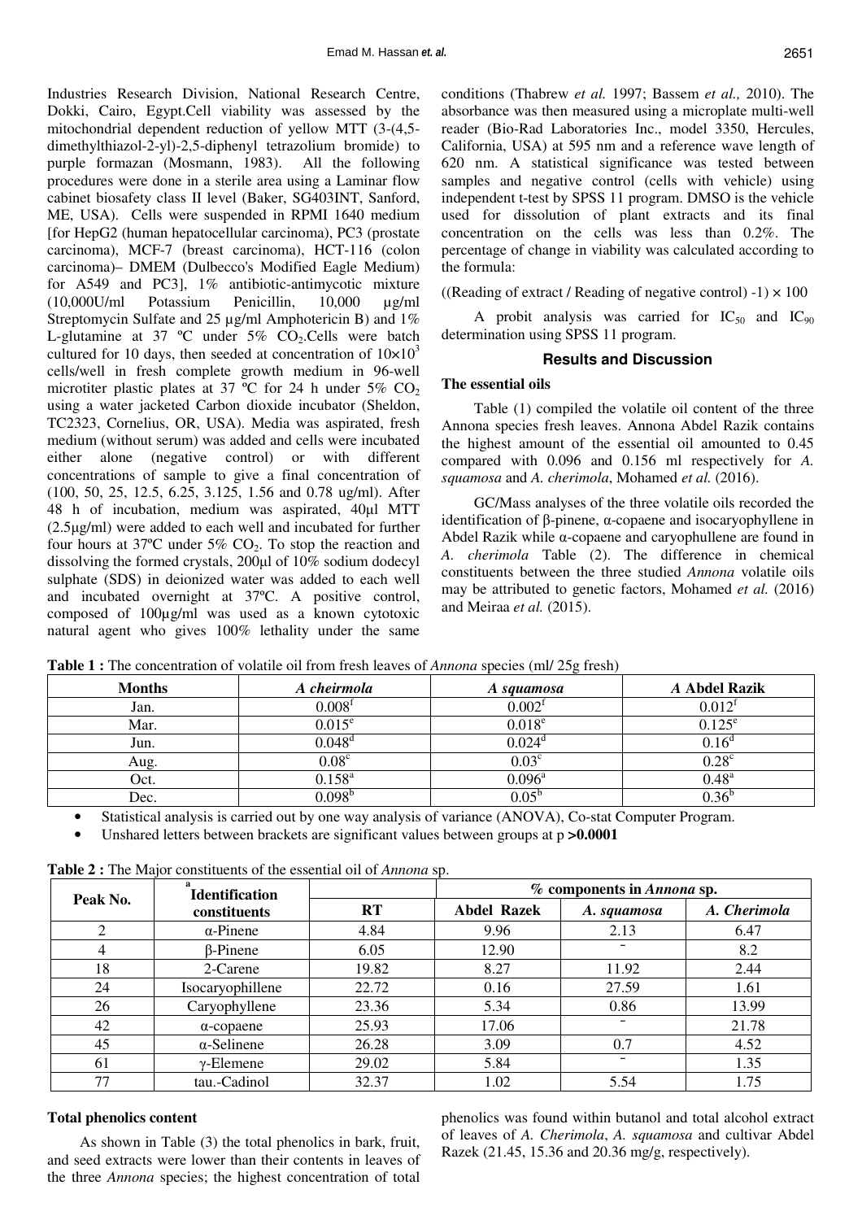Industries Research Division, National Research Centre, Dokki, Cairo, Egypt.Cell viability was assessed by the mitochondrial dependent reduction of yellow MTT (3-(4,5-dimethylthiazol-2-yl)-2,5-diphenyl tetrazolium bromide) to purple formazan (Mosmann, 1983). All the following procedures were done in a sterile area using a Laminar flow cabinet biosafety class II level (Baker, SG403INT, Sanford, ME, USA). Cells were suspended in RPMI 1640 medium [for HepG2 (human hepatocellular carcinoma), PC3 (prostate carcinoma), MCF-7 (breast carcinoma), HCT-116 (colon carcinoma)– DMEM (Dulbecco's Modified Eagle Medium) for A549 and PC3], 1% antibiotic-antimycotic mixture (10,000U/ml Potassium Penicillin, 10,000 µg/ml Streptomycin Sulfate and 25 µg/ml Amphotericin B) and 1% L-glutamine at 37 ºC under 5% $CO_2$.Cells were batch cultured for 10 days, then seeded at concentration of $10\times10^3$ cells/well in fresh complete growth medium in 96-well microtiter plastic plates at 37 ºC for 24 h under 5% $CO_2$ using a water jacketed Carbon dioxide incubator (Sheldon, TC2323, Cornelius, OR, USA). Media was aspirated, fresh medium (without serum) was added and cells were incubated either alone (negative control) or with different concentrations of sample to give a final concentration of (100, 50, 25, 12.5, 6.25, 3.125, 1.56 and 0.78 ug/ml). After 48 h of incubation, medium was aspirated, 40µl MTT (2.5µg/ml) were added to each well and incubated for further four hours at 37ºC under 5% $CO_2$. To stop the reaction and dissolving the formed crystals, 200µl of 10% sodium dodecyl sulphate (SDS) in deionized water was added to each well and incubated overnight at 37ºC. A positive control, composed of 100µg/ml was used as a known cytotoxic natural agent who gives 100% lethality under the same conditions (Thabrew *et al.* 1997; Bassem *et al.,* 2010). The absorbance was then measured using a microplate multi-well reader (Bio-Rad Laboratories Inc., model 3350, Hercules, California, USA) at 595 nm and a reference wave length of 620 nm. A statistical significance was tested between samples and negative control (cells with vehicle) using independent t-test by SPSS 11 program. DMSO is the vehicle used for dissolution of plant extracts and its final concentration on the cells was less than 0.2%. The percentage of change in viability was calculated according to the formula:

$$((\text{Reading of extract} / \text{Reading of negative control}) - 1) \times 100$$

A probit analysis was carried for $IC_{50}$ and $IC_{90}$ determination using SPSS 11 program.

## Results and Discussion

### The essential oils

Table (1) compiled the volatile oil content of the three Annona species fresh leaves. Annona Abdel Razik contains the highest amount of the essential oil amounted to 0.45 compared with 0.096 and 0.156 ml respectively for *A. squamosa* and *A. cherimola*, Mohamed *et al.* (2016).

GC/Mass analyses of the three volatile oils recorded the identification of β-pinene, α-copaene and isocaryophyllene in Abdel Razik while α-copaene and caryophullene are found in *A. cherimola* Table (2). The difference in chemical constituents between the three studied *Annona* volatile oils may be attributed to genetic factors, Mohamed *et al.* (2016) and Meiraa *et al.* (2015).

**Table 1 :** The concentration of volatile oil from fresh leaves of *Annona* species (ml/ 25g fresh)

| Months | *A cheirmola* | *A squamosa* | *A* **Abdel Razik** |
|---|---|---|---|
| Jan. | $0.008^f$ | $0.002^f$ | $0.012^f$ |
| Mar. | $0.015^e$ | $0.018^e$ | $0.125^e$ |
| Jun. | $0.048^d$ | $0.024^d$ | $0.16^d$ |
| Aug. | $0.08^c$ | $0.03^c$ | $0.28^c$ |
| Oct. | $0.158^a$ | $0.096^a$ | $0.48^a$ |
| Dec. | $0.098^b$ | $0.05^b$ | $0.36^b$ |

- Statistical analysis is carried out by one way analysis of variance (ANOVA), Co-stat Computer Program.
- Unshared letters between brackets are significant values between groups at p **>0.0001**

**Table 2 :** The Major constituents of the essential oil of *Annona* sp.

| Peak No. | [a]Identification constituents | RT | % components in *Annona* sp. | | |
|---|---|---|---|---|---|
| | | | Abdel Razek | *A. squamosa* | *A. Cherimola* |
| 2 | α-Pinene | 4.84 | 9.96 | 2.13 | 6.47 |
| 4 | β-Pinene | 6.05 | 12.90 | - | 8.2 |
| 18 | 2-Carene | 19.82 | 8.27 | 11.92 | 2.44 |
| 24 | Isocaryophillene | 22.72 | 0.16 | 27.59 | 1.61 |
| 26 | Caryophyllene | 23.36 | 5.34 | 0.86 | 13.99 |
| 42 | α-copaene | 25.93 | 17.06 | - | 21.78 |
| 45 | α-Selinene | 26.28 | 3.09 | 0.7 | 4.52 |
| 61 | γ-Elemene | 29.02 | 5.84 | - | 1.35 |
| 77 | tau.-Cadinol | 32.37 | 1.02 | 5.54 | 1.75 |

### Total phenolics content

As shown in Table (3) the total phenolics in bark, fruit, and seed extracts were lower than their contents in leaves of the three *Annona* species; the highest concentration of total phenolics was found within butanol and total alcohol extract of leaves of *A. Cherimola*, *A. squamosa* and cultivar Abdel Razek (21.45, 15.36 and 20.36 mg/g, respectively).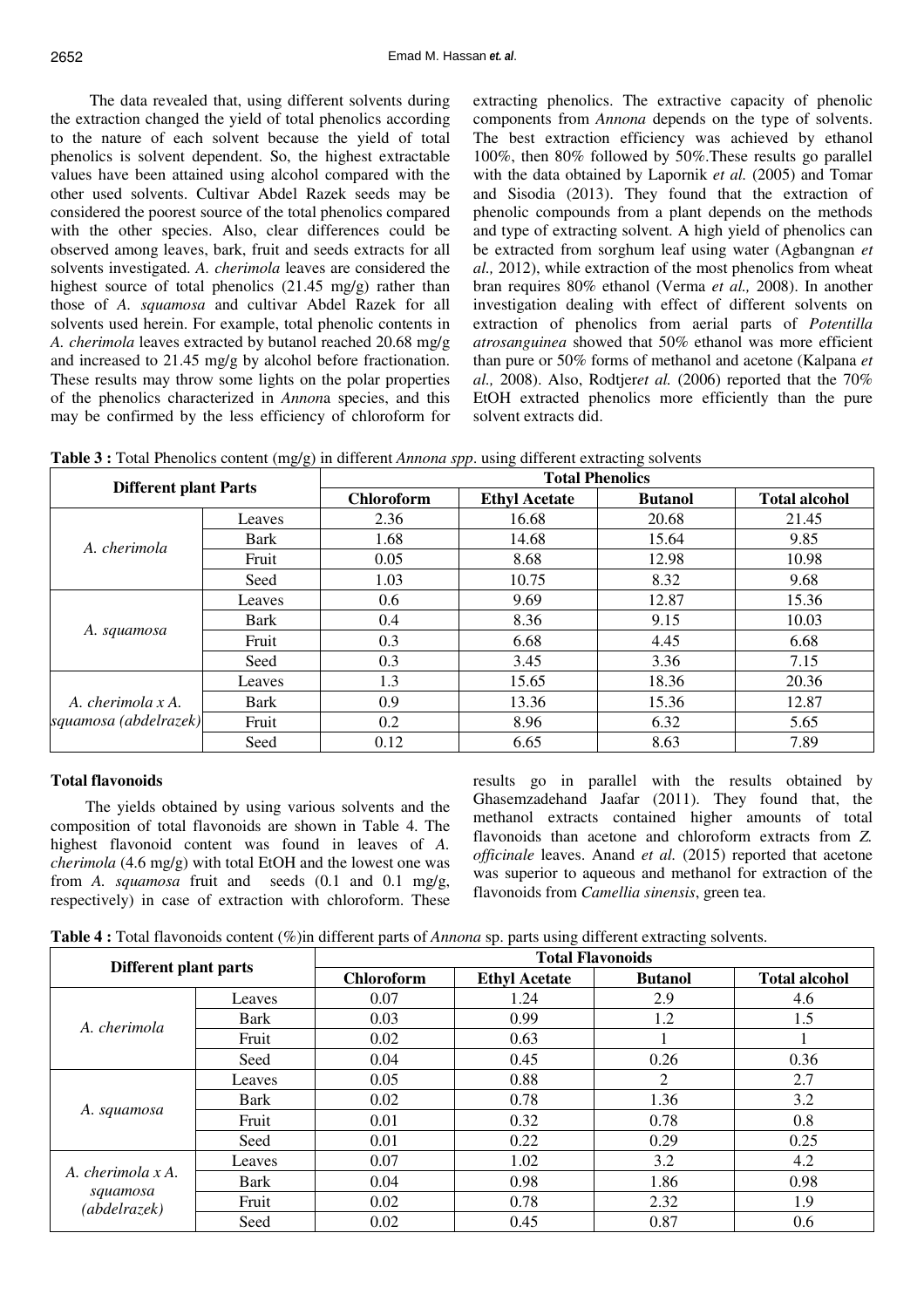The data revealed that, using different solvents during the extraction changed the yield of total phenolics according to the nature of each solvent because the yield of total phenolics is solvent dependent. So, the highest extractable values have been attained using alcohol compared with the other used solvents. Cultivar Abdel Razek seeds may be considered the poorest source of the total phenolics compared with the other species. Also, clear differences could be observed among leaves, bark, fruit and seeds extracts for all solvents investigated. *A. cherimola* leaves are considered the highest source of total phenolics (21.45 mg/g) rather than those of *A. squamosa* and cultivar Abdel Razek for all solvents used herein. For example, total phenolic contents in *A. cherimola* leaves extracted by butanol reached 20.68 mg/g and increased to 21.45 mg/g by alcohol before fractionation. These results may throw some lights on the polar properties of the phenolics characterized in *Annon*a species, and this may be confirmed by the less efficiency of chloroform for extracting phenolics. The extractive capacity of phenolic components from *Annona* depends on the type of solvents. The best extraction efficiency was achieved by ethanol 100%, then 80% followed by 50%.These results go parallel with the data obtained by Lapornik *et al.* (2005) and Tomar and Sisodia (2013). They found that the extraction of phenolic compounds from a plant depends on the methods and type of extracting solvent. A high yield of phenolics can be extracted from sorghum leaf using water (Agbangnan *et al.,* 2012), while extraction of the most phenolics from wheat bran requires 80% ethanol (Verma *et al.,* 2008). In another investigation dealing with effect of different solvents on extraction of phenolics from aerial parts of *Potentilla atrosanguinea* showed that 50% ethanol was more efficient than pure or 50% forms of methanol and acetone (Kalpana *et al.,* 2008). Also, Rodtjer*et al.* (2006) reported that the 70% EtOH extracted phenolics more efficiently than the pure solvent extracts did.

**Table 3 :** Total Phenolics content (mg/g) in different *Annona spp*. using different extracting solvents

| Different plant Parts | | Total Phenolics | | | |
|---|---|---|---|---|---|
| | | Chloroform | Ethyl Acetate | Butanol | Total alcohol |
| *A. cherimola* | Leaves | 2.36 | 16.68 | 20.68 | 21.45 |
| | Bark | 1.68 | 14.68 | 15.64 | 9.85 |
| | Fruit | 0.05 | 8.68 | 12.98 | 10.98 |
| | Seed | 1.03 | 10.75 | 8.32 | 9.68 |
| *A. squamosa* | Leaves | 0.6 | 9.69 | 12.87 | 15.36 |
| | Bark | 0.4 | 8.36 | 9.15 | 10.03 |
| | Fruit | 0.3 | 6.68 | 4.45 | 6.68 |
| | Seed | 0.3 | 3.45 | 3.36 | 7.15 |
| *A. cherimola x A. squamosa (abdelrazek)* | Leaves | 1.3 | 15.65 | 18.36 | 20.36 |
| | Bark | 0.9 | 13.36 | 15.36 | 12.87 |
| | Fruit | 0.2 | 8.96 | 6.32 | 5.65 |
| | Seed | 0.12 | 6.65 | 8.63 | 7.89 |

**Total flavonoids**

The yields obtained by using various solvents and the composition of total flavonoids are shown in Table 4. The highest flavonoid content was found in leaves of *A. cherimola* (4.6 mg/g) with total EtOH and the lowest one was from *A. squamosa* fruit and seeds (0.1 and 0.1 mg/g, respectively) in case of extraction with chloroform. These results go in parallel with the results obtained by Ghasemzadehand Jaafar (2011). They found that, the methanol extracts contained higher amounts of total flavonoids than acetone and chloroform extracts from *Z. officinale* leaves. Anand *et al.* (2015) reported that acetone was superior to aqueous and methanol for extraction of the flavonoids from *Camellia sinensis*, green tea.

**Table 4 :** Total flavonoids content (%)in different parts of *Annona* sp. parts using different extracting solvents.

| Different plant parts | | Total Flavonoids | | | |
|---|---|---|---|---|---|
| | | Chloroform | Ethyl Acetate | Butanol | Total alcohol |
| *A. cherimola* | Leaves | 0.07 | 1.24 | 2.9 | 4.6 |
| | Bark | 0.03 | 0.99 | 1.2 | 1.5 |
| | Fruit | 0.02 | 0.63 | 1 | 1 |
| | Seed | 0.04 | 0.45 | 0.26 | 0.36 |
| *A. squamosa* | Leaves | 0.05 | 0.88 | 2 | 2.7 |
| | Bark | 0.02 | 0.78 | 1.36 | 3.2 |
| | Fruit | 0.01 | 0.32 | 0.78 | 0.8 |
| | Seed | 0.01 | 0.22 | 0.29 | 0.25 |
| *A. cherimola x A. squamosa (abdelrazek)* | Leaves | 0.07 | 1.02 | 3.2 | 4.2 |
| | Bark | 0.04 | 0.98 | 1.86 | 0.98 |
| | Fruit | 0.02 | 0.78 | 2.32 | 1.9 |
| | Seed | 0.02 | 0.45 | 0.87 | 0.6 |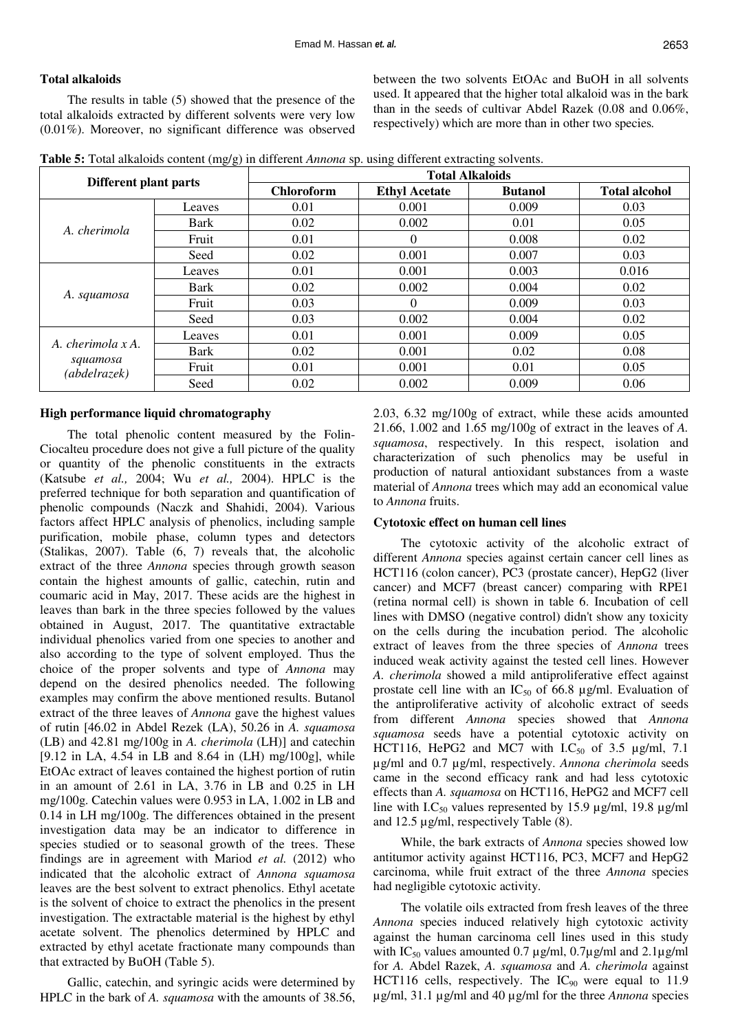### Total alkaloids

The results in table (5) showed that the presence of the total alkaloids extracted by different solvents were very low (0.01%). Moreover, no significant difference was observed between the two solvents EtOAc and BuOH in all solvents used. It appeared that the higher total alkaloid was in the bark than in the seeds of cultivar Abdel Razek (0.08 and 0.06%, respectively) which are more than in other two species.

**Table 5:** Total alkaloids content (mg/g) in different *Annona* sp. using different extracting solvents.

| Different plant parts | | Total Alkaloids | | | |
|---|---|---|---|---|---|
| | | Chloroform | Ethyl Acetate | Butanol | Total alcohol |
| *A. cherimola* | Leaves | 0.01 | 0.001 | 0.009 | 0.03 |
| | Bark | 0.02 | 0.002 | 0.01 | 0.05 |
| | Fruit | 0.01 | 0 | 0.008 | 0.02 |
| | Seed | 0.02 | 0.001 | 0.007 | 0.03 |
| *A. squamosa* | Leaves | 0.01 | 0.001 | 0.003 | 0.016 |
| | Bark | 0.02 | 0.002 | 0.004 | 0.02 |
| | Fruit | 0.03 | 0 | 0.009 | 0.03 |
| | Seed | 0.03 | 0.002 | 0.004 | 0.02 |
| *A. cherimola x A. squamosa (abdelrazek)* | Leaves | 0.01 | 0.001 | 0.009 | 0.05 |
| | Bark | 0.02 | 0.001 | 0.02 | 0.08 |
| | Fruit | 0.01 | 0.001 | 0.01 | 0.05 |
| | Seed | 0.02 | 0.002 | 0.009 | 0.06 |

### High performance liquid chromatography

The total phenolic content measured by the Folin-Ciocalteu procedure does not give a full picture of the quality or quantity of the phenolic constituents in the extracts (Katsube *et al.,* 2004; Wu *et al.,* 2004). HPLC is the preferred technique for both separation and quantification of phenolic compounds (Naczk and Shahidi, 2004). Various factors affect HPLC analysis of phenolics, including sample purification, mobile phase, column types and detectors (Stalikas, 2007). Table (6, 7) reveals that, the alcoholic extract of the three *Annona* species through growth season contain the highest amounts of gallic, catechin, rutin and coumaric acid in May, 2017. These acids are the highest in leaves than bark in the three species followed by the values obtained in August, 2017. The quantitative extractable individual phenolics varied from one species to another and also according to the type of solvent employed. Thus the choice of the proper solvents and type of *Annona* may depend on the desired phenolics needed. The following examples may confirm the above mentioned results. Butanol extract of the three leaves of *Annona* gave the highest values of rutin [46.02 in Abdel Rezek (LA), 50.26 in *A. squamosa* (LB) and 42.81 mg/100g in *A. cherimola* (LH)] and catechin [9.12 in LA, 4.54 in LB and 8.64 in (LH) mg/100g], while EtOAc extract of leaves contained the highest portion of rutin in an amount of 2.61 in LA, 3.76 in LB and 0.25 in LH mg/100g. Catechin values were 0.953 in LA, 1.002 in LB and 0.14 in LH mg/100g. The differences obtained in the present investigation data may be an indicator to difference in species studied or to seasonal growth of the trees. These findings are in agreement with Mariod *et al.* (2012) who indicated that the alcoholic extract of *Annona squamosa* leaves are the best solvent to extract phenolics. Ethyl acetate is the solvent of choice to extract the phenolics in the present investigation. The extractable material is the highest by ethyl acetate solvent. The phenolics determined by HPLC and extracted by ethyl acetate fractionate many compounds than that extracted by BuOH (Table 5).

Gallic, catechin, and syringic acids were determined by HPLC in the bark of *A. squamosa* with the amounts of 38.56, 2.03, 6.32 mg/100g of extract, while these acids amounted 21.66, 1.002 and 1.65 mg/100g of extract in the leaves of *A. squamosa*, respectively. In this respect, isolation and characterization of such phenolics may be useful in production of natural antioxidant substances from a waste material of *Annona* trees which may add an economical value to *Annona* fruits.

### Cytotoxic effect on human cell lines

The cytotoxic activity of the alcoholic extract of different *Annona* species against certain cancer cell lines as HCT116 (colon cancer), PC3 (prostate cancer), HepG2 (liver cancer) and MCF7 (breast cancer) comparing with RPE1 (retina normal cell) is shown in table 6. Incubation of cell lines with DMSO (negative control) didn't show any toxicity on the cells during the incubation period. The alcoholic extract of leaves from the three species of *Annona* trees induced weak activity against the tested cell lines. However *A. cherimola* showed a mild antiproliferative effect against prostate cell line with an $IC_{50}$ of 66.8 µg/ml. Evaluation of the antiproliferative activity of alcoholic extract of seeds from different *Annona* species showed that *Annona squamosa* seeds have a potential cytotoxic activity on HCT116, HePG2 and MC7 with $I.C_{50}$ of 3.5 µg/ml, 7.1 µg/ml and 0.7 µg/ml, respectively. *Annona cherimola* seeds came in the second efficacy rank and had less cytotoxic effects than *A. squamosa* on HCT116, HePG2 and MCF7 cell line with $I.C_{50}$ values represented by 15.9 µg/ml, 19.8 µg/ml and 12.5 µg/ml, respectively Table (8).

While, the bark extracts of *Annona* species showed low antitumor activity against HCT116, PC3, MCF7 and HepG2 carcinoma, while fruit extract of the three *Annona* species had negligible cytotoxic activity.

The volatile oils extracted from fresh leaves of the three *Annona* species induced relatively high cytotoxic activity against the human carcinoma cell lines used in this study with $IC_{50}$ values amounted 0.7 µg/ml, 0.7µg/ml and 2.1µg/ml for *A.* Abdel Razek, *A. squamosa* and *A. cherimola* against HCT116 cells, respectively. The $IC_{90}$ were equal to 11.9 µg/ml, 31.1 µg/ml and 40 µg/ml for the three *Annona* species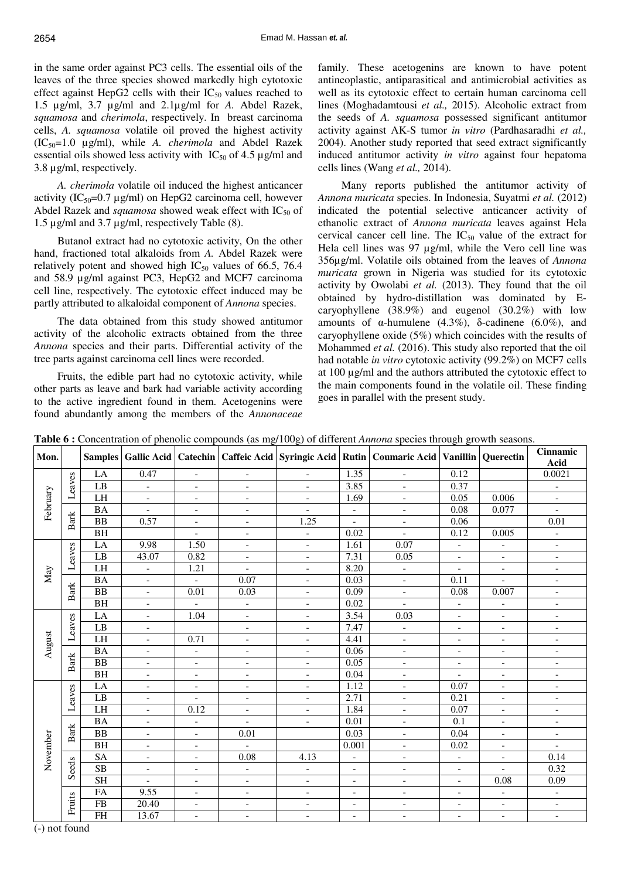in the same order against PC3 cells. The essential oils of the leaves of the three species showed markedly high cytotoxic effect against HepG2 cells with their $IC_{50}$ values reached to 1.5 µg/ml, 3.7 µg/ml and 2.1µg/ml for *A.* Abdel Razek, *squamosa* and *cherimola*, respectively. In breast carcinoma cells, *A. squamosa* volatile oil proved the highest activity ($IC_{50}$=1.0 µg/ml), while *A. cherimola* and Abdel Razek essential oils showed less activity with $IC_{50}$ of 4.5 µg/ml and 3.8 µg/ml, respectively.

*A. cherimola* volatile oil induced the highest anticancer activity ($IC_{50}$=0.7 µg/ml) on HepG2 carcinoma cell, however Abdel Razek and *squamosa* showed weak effect with $IC_{50}$ of 1.5 µg/ml and 3.7 µg/ml, respectively Table (8).

Butanol extract had no cytotoxic activity, On the other hand, fractioned total alkaloids from *A.* Abdel Razek were relatively potent and showed high $IC_{50}$ values of 66.5, 76.4 and 58.9 µg/ml against PC3, HepG2 and MCF7 carcinoma cell line, respectively. The cytotoxic effect induced may be partly attributed to alkaloidal component of *Annona* species.

The data obtained from this study showed antitumor activity of the alcoholic extracts obtained from the three *Annona* species and their parts. Differential activity of the tree parts against carcinoma cell lines were recorded.

Fruits, the edible part had no cytotoxic activity, while other parts as leave and bark had variable activity according to the active ingredient found in them. Acetogenins were found abundantly among the members of the *Annonaceae* family. These acetogenins are known to have potent antineoplastic, antiparasitical and antimicrobial activities as well as its cytotoxic effect to certain human carcinoma cell lines (Moghadamtousi *et al.,* 2015). Alcoholic extract from the seeds of *A. squamosa* possessed significant antitumor activity against AK-S tumor *in vitro* (Pardhasaradhi *et al.,* 2004). Another study reported that seed extract significantly induced antitumor activity *in vitro* against four hepatoma cells lines (Wang *et al.,* 2014).

Many reports published the antitumor activity of *Annona muricata* species. In Indonesia, Suyatmi *et al.* (2012) indicated the potential selective anticancer activity of ethanolic extract of *Annona muricata* leaves against Hela cervical cancer cell line. The $IC_{50}$ value of the extract for Hela cell lines was 97 µg/ml, while the Vero cell line was 356µg/ml. Volatile oils obtained from the leaves of *Annona muricata* grown in Nigeria was studied for its cytotoxic activity by Owolabi *et al.* (2013). They found that the oil obtained by hydro-distillation was dominated by E-caryophyllene (38.9%) and eugenol (30.2%) with low amounts of α-humulene (4.3%), δ-cadinene (6.0%), and caryophyllene oxide (5%) which coincides with the results of Mohammed *et al.* (2016). This study also reported that the oil had notable *in vitro* cytotoxic activity (99.2%) on MCF7 cells at 100 µg/ml and the authors attributed the cytotoxic effect to the main components found in the volatile oil. These finding goes in parallel with the present study.

**Table 6 :** Concentration of phenolic compounds (as mg/100g) of different *Annona* species through growth seasons.

| Mon. | | Samples | Gallic Acid | Catechin | Caffeic Acid | Syringic Acid | Rutin | Coumaric Acid | Vanillin | Querectin | Cinnamic Acid |
|---|---|---|---|---|---|---|---|---|---|---|---|
| February | Leaves | LA | 0.47 | - | - | - | 1.35 | - | 0.12 | | 0.0021 |
| | | LB | - | - | - | - | 3.85 | - | 0.37 | | - |
| | | LH | - | - | - | - | 1.69 | - | 0.05 | 0.006 | - |
| | Bark | BA | - | - | - | - | - | - | 0.08 | 0.077 | - |
| | | BB | 0.57 | - | - | 1.25 | - | - | 0.06 | | 0.01 |
| | | BH | | - | - | - | 0.02 | - | 0.12 | 0.005 | - |
| May | Leaves | LA | 9.98 | 1.50 | - | - | 1.61 | 0.07 | - | - | - |
| | | LB | 43.07 | 0.82 | - | - | 7.31 | 0.05 | - | - | - |
| | | LH | - | 1.21 | - | - | 8.20 | - | - | - | - |
| | Bark | BA | - | - | 0.07 | - | 0.03 | - | 0.11 | - | - |
| | | BB | - | 0.01 | 0.03 | - | 0.09 | - | 0.08 | 0.007 | - |
| | | BH | - | - | - | - | 0.02 | - | - | - | - |
| August | Leaves | LA | - | 1.04 | - | - | 3.54 | 0.03 | - | - | - |
| | | LB | - | | - | - | 7.47 | - | - | - | - |
| | | LH | - | 0.71 | - | - | 4.41 | - | - | - | - |
| | Bark | BA | - | - | - | - | 0.06 | - | - | - | - |
| | | BB | - | - | - | - | 0.05 | - | - | - | - |
| | | BH | - | - | - | - | 0.04 | - | - | - | - |
| November | Leaves | LA | - | - | - | - | 1.12 | - | 0.07 | - | - |
| | | LB | - | - | - | - | 2.71 | - | 0.21 | - | - |
| | | LH | - | 0.12 | - | - | 1.84 | - | 0.07 | - | - |
| | Bark | BA | - | - | - | - | 0.01 | - | 0.1 | - | - |
| | | BB | - | - | 0.01 | | 0.03 | - | 0.04 | - | - |
| | | BH | - | - | - | | 0.001 | - | 0.02 | - | - |
| | Seeds | SA | - | - | 0.08 | 4.13 | - | - | - | - | 0.14 |
| | | SB | - | - | - | - | - | - | - | - | 0.32 |
| | | SH | - | - | - | - | - | - | - | 0.08 | 0.09 |
| | Fruits | FA | 9.55 | - | - | - | - | - | - | - | - |
| | | FB | 20.40 | - | - | - | - | - | - | - | - |
| | | FH | 13.67 | - | - | - | - | - | - | - | - |

(-) not found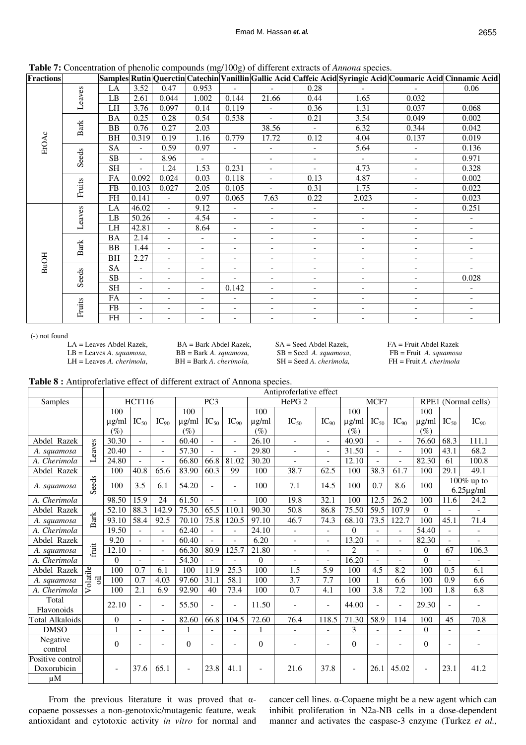**Table 7:** Concentration of phenolic compounds (mg/100g) of different extracts of *Annona* species.

| Fractions | | Samples | Rutin | Quercetin | Catechin | Vanillin | Gallic Acid | Caffeic Acid | Syringic Acid | Coumaric Acid | Cinnamic Acid |
|---|---|---|---|---|---|---|---|---|---|---|---|
| EtOAc | Leaves | LA | 3.52 | 0.47 | 0.953 | - | - | 0.28 | - | - | 0.06 |
| | | LB | 2.61 | 0.044 | 1.002 | 0.144 | 21.66 | 0.44 | 1.65 | 0.032 | |
| | | LH | 3.76 | 0.097 | 0.14 | 0.119 | - | 0.36 | 1.31 | 0.037 | 0.068 |
| | Bark | BA | 0.25 | 0.28 | 0.54 | 0.538 | - | 0.21 | 3.54 | 0.049 | 0.002 |
| | | BB | 0.76 | 0.27 | 2.03 | | 38.56 | - | 6.32 | 0.344 | 0.042 |
| | | BH | 0.319 | 0.19 | 1.16 | 0.779 | 17.72 | 0.12 | 4.04 | 0.137 | 0.019 |
| | Seeds | SA | - | 0.59 | 0.97 | - | - | - | 5.64 | - | 0.136 |
| | | SB | - | 8.96 | - | | - | - | - | - | 0.971 |
| | | SH | - | 1.24 | 1.53 | 0.231 | - | - | 4.73 | - | 0.328 |
| | Fruits | FA | 0.092 | 0.024 | 0.03 | 0.118 | - | 0.13 | 4.87 | - | 0.002 |
| | | FB | 0.103 | 0.027 | 2.05 | 0.105 | - | 0.31 | 1.75 | - | 0.022 |
| | | FH | 0.141 | - | 0.97 | 0.065 | 7.63 | 0.22 | 2.023 | - | 0.023 |
| BuOH | Leaves | LA | 46.02 | - | 9.12 | - | - | - | - | - | 0.251 |
| | | LB | 50.26 | - | 4.54 | - | - | - | - | - | - |
| | | LH | 42.81 | - | 8.64 | - | - | - | - | - | - |
| | Bark | BA | 2.14 | - | - | - | - | - | - | - | - |
| | | BB | 1.44 | - | - | - | - | - | - | - | - |
| | | BH | 2.27 | - | - | - | - | - | - | - | - |
| | Seeds | SA | - | - | - | - | - | - | - | - | - |
| | | SB | - | - | - | - | - | - | - | - | 0.028 |
| | | SH | - | - | - | 0.142 | - | - | - | - | - |
| | Fruits | FA | - | - | - | - | - | - | - | - | - |
| | | FB | - | - | - | - | - | - | - | - | - |
| | | FH | - | - | - | - | - | - | - | - | - |

(-) not found

LA = Leaves Abdel Razek, BA = Bark Abdel Razek, SA = Seed Abdel Razek, FA = Fruit Abdel Razek
LB = Leaves *A. squamosa*, BB = Bark *A. squamosa*, SB = Seed *A. squamosa*, FB = Fruit *A. squamosa*
LH = Leaves *A. cherimola*, BH = Bark *A. cherimola*, SH = Seed *A. cherimola*, FH = Fruit *A. cherimola*

**Table 8 :** Antiproferlative effect of different extract of Annona species.

| | | Antiproferlative effect | | | | | | | | | | | | | | |
|---|---|---|---|---|---|---|---|---|---|---|---|---|---|---|---|---|
| Samples | | HCT116 | | | PC3 | | | HepG 2 | | | MCF7 | | | RPE1 (Normal cells) | | |
| | | 100 µg/ml (%) | $IC_{50}$ | $IC_{90}$ | 100 µg/ml (%) | $IC_{50}$ | $IC_{90}$ | 100 µg/ml (%) | $IC_{50}$ | $IC_{90}$ | 100 µg/ml (%) | $IC_{50}$ | $IC_{90}$ | 100 µg/ml (%) | $IC_{50}$ | $IC_{90}$ |
| Abdel Razek | Leaves | 30.30 | - | - | 60.40 | - | - | 26.10 | - | - | 40.90 | - | - | 76.60 | 68.3 | 111.1 |
| *A. squamosa* | | 20.40 | - | - | 57.30 | - | - | 29.80 | - | - | 31.50 | - | - | 100 | 43.1 | 68.2 |
| *A. Cherimola* | | 24.80 | - | - | 66.80 | 66.8 | 81.02 | 30.20 | - | - | 12.10 | - | - | 82.30 | 61 | 100.8 |
| Abdel Razek | Seeds | 100 | 40.8 | 65.6 | 83.90 | 60.3 | 99 | 100 | 38.7 | 62.5 | 100 | 38.3 | 61.7 | 100 | 29.1 | 49.1 |
| *A. squamosa* | | 100 | 3.5 | 6.1 | 54.20 | - | - | 100 | 7.1 | 14.5 | 100 | 0.7 | 8.6 | 100 | 100% up to 6.25µg/ml | |
| *A. Cherimola* | | 98.50 | 15.9 | 24 | 61.50 | - | - | 100 | 19.8 | 32.1 | 100 | 12.5 | 26.2 | 100 | 11.6 | 24.2 |
| Abdel Razek | Bark | 52.10 | 88.3 | 142.9 | 75.30 | 65.5 | 110.1 | 90.30 | 50.8 | 86.8 | 75.50 | 59.5 | 107.9 | 0 | - | - |
| *A. squamosa* | | 93.10 | 58.4 | 92.5 | 70.10 | 75.8 | 120.5 | 97.10 | 46.7 | 74.3 | 68.10 | 73.5 | 122.7 | 100 | 45.1 | 71.4 |
| *A. Cherimola* | | 19.50 | - | - | 62.40 | - | - | 24.10 | - | - | 0 | - | - | 54.40 | - | - |
| Abdel Razek | fruit | 9.20 | - | - | 60.40 | - | - | 6.20 | - | - | 13.20 | - | - | 82.30 | - | - |
| *A. squamosa* | | 12.10 | - | - | 66.30 | 80.9 | 125.7 | 21.80 | - | - | 2 | - | - | 0 | 67 | 106.3 |
| *A. Cherimola* | | 0 | - | - | 54.30 | - | - | 0 | - | - | 16.20 | - | - | 0 | - | - |
| Abdel Razek | Volatile oil | 100 | 0.7 | 6.1 | 100 | 11.9 | 25.3 | 100 | 1.5 | 5.9 | 100 | 4.5 | 8.2 | 100 | 0.5 | 6.1 |
| *A. squamosa* | | 100 | 0.7 | 4.03 | 97.60 | 31.1 | 58.1 | 100 | 3.7 | 7.7 | 100 | 1 | 6.6 | 100 | 0.9 | 6.6 |
| *A. Cherimola* | | 100 | 2.1 | 6.9 | 92.90 | 40 | 73.4 | 100 | 0.7 | 4.1 | 100 | 3.8 | 7.2 | 100 | 1.8 | 6.8 |
| Total Flavonoids | | 22.10 | - | - | 55.50 | - | - | 11.50 | - | - | 44.00 | - | - | 29.30 | - | - |
| Total Alkaloids | | 0 | - | - | 82.60 | 66.8 | 104.5 | 72.60 | 76.4 | 118.5 | 71.30 | 58.9 | 114 | 100 | 45 | 70.8 |
| DMSO | | 1 | - | - | 1 | - | - | 1 | - | - | 3 | - | - | 0 | - | - |
| Negative control | | 0 | - | - | 0 | - | - | 0 | - | - | 0 | - | - | 0 | - | - |
| Positive control Doxorubicin µM | | - | 37.6 | 65.1 | - | 23.8 | 41.1 | - | 21.6 | 37.8 | - | 26.1 | 45.02 | - | 23.1 | 41.2 |

From the previous literature it was proved that α-copaene possesses a non-genotoxic/mutagenic feature, weak antioxidant and cytotoxic activity *in vitro* for normal and cancer cell lines. α-Copaene might be a new agent which can inhibit proliferation in N2a-NB cells in a dose-dependent manner and activates the caspase-3 enzyme (Turkez *et al.,*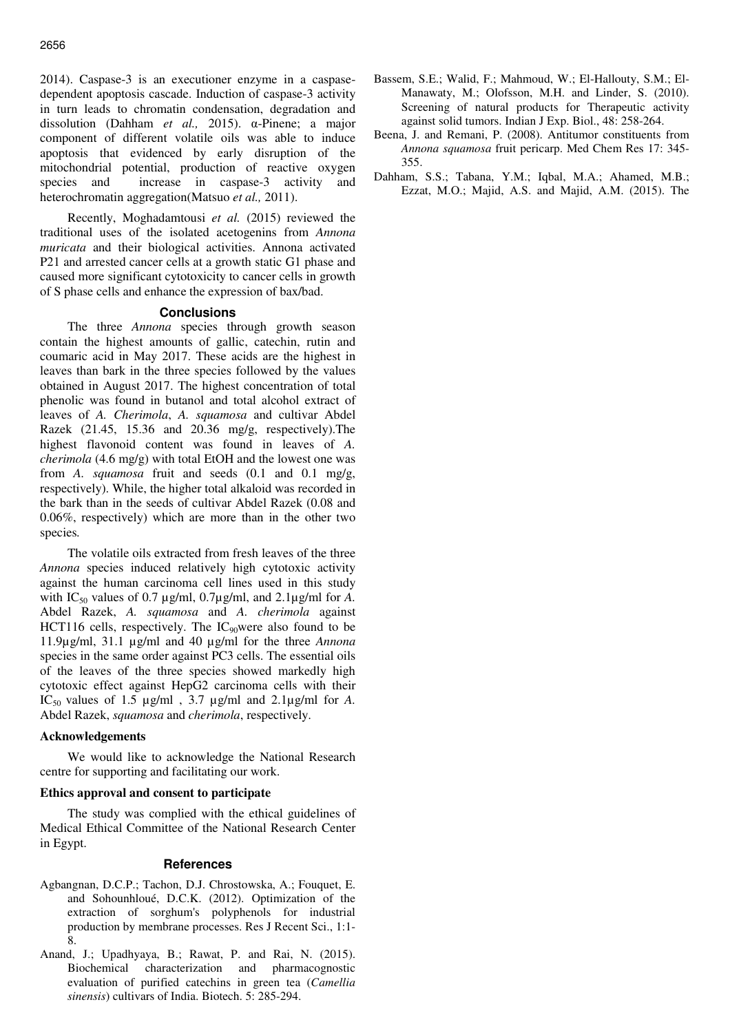2014). Caspase-3 is an executioner enzyme in a caspase-dependent apoptosis cascade. Induction of caspase-3 activity in turn leads to chromatin condensation, degradation and dissolution (Dahham *et al.,* 2015). α-Pinene; a major component of different volatile oils was able to induce apoptosis that evidenced by early disruption of the mitochondrial potential, production of reactive oxygen species and increase in caspase-3 activity and heterochromatin aggregation(Matsuo *et al.,* 2011).

Recently, Moghadamtousi *et al.* (2015) reviewed the traditional uses of the isolated acetogenins from *Annona muricata* and their biological activities. Annona activated P21 and arrested cancer cells at a growth static G1 phase and caused more significant cytotoxicity to cancer cells in growth of S phase cells and enhance the expression of bax/bad.

## Conclusions

The three *Annona* species through growth season contain the highest amounts of gallic, catechin, rutin and coumaric acid in May 2017. These acids are the highest in leaves than bark in the three species followed by the values obtained in August 2017. The highest concentration of total phenolic was found in butanol and total alcohol extract of leaves of *A. Cherimola*, *A. squamosa* and cultivar Abdel Razek (21.45, 15.36 and 20.36 mg/g, respectively).The highest flavonoid content was found in leaves of *A. cherimola* (4.6 mg/g) with total EtOH and the lowest one was from *A. squamosa* fruit and seeds (0.1 and 0.1 mg/g, respectively). While, the higher total alkaloid was recorded in the bark than in the seeds of cultivar Abdel Razek (0.08 and 0.06%, respectively) which are more than in the other two species.

The volatile oils extracted from fresh leaves of the three *Annona* species induced relatively high cytotoxic activity against the human carcinoma cell lines used in this study with $IC_{50}$ values of 0.7 µg/ml, 0.7µg/ml, and 2.1µg/ml for *A.* Abdel Razek, *A. squamosa* and *A. cherimola* against HCT116 cells, respectively. The $IC_{90}$were also found to be 11.9µg/ml, 31.1 µg/ml and 40 µg/ml for the three *Annona* species in the same order against PC3 cells. The essential oils of the leaves of the three species showed markedly high cytotoxic effect against HepG2 carcinoma cells with their $IC_{50}$ values of 1.5 µg/ml , 3.7 µg/ml and 2.1µg/ml for *A.* Abdel Razek, *squamosa* and *cherimola*, respectively.

### Acknowledgements

We would like to acknowledge the National Research centre for supporting and facilitating our work.

### Ethics approval and consent to participate

The study was complied with the ethical guidelines of Medical Ethical Committee of the National Research Center in Egypt.

## References

Agbangnan, D.C.P.; Tachon, D.J. Chrostowska, A.; Fouquet, E. and Sohounhloué, D.C.K. (2012). Optimization of the extraction of sorghum's polyphenols for industrial production by membrane processes. Res J Recent Sci., 1:1-8.

Anand, J.; Upadhyaya, B.; Rawat, P. and Rai, N. (2015). Biochemical characterization and pharmacognostic evaluation of purified catechins in green tea (*Camellia sinensis*) cultivars of India. Biotech. 5: 285-294.

Bassem, S.E.; Walid, F.; Mahmoud, W.; El-Hallouty, S.M.; El-Manawaty, M.; Olofsson, M.H. and Linder, S. (2010). Screening of natural products for Therapeutic activity against solid tumors. Indian J Exp. Biol., 48: 258-264.

Beena, J. and Remani, P. (2008). Antitumor constituents from *Annona squamosa* fruit pericarp. Med Chem Res 17: 345-355.

Dahham, S.S.; Tabana, Y.M.; Iqbal, M.A.; Ahamed, M.B.; Ezzat, M.O.; Majid, A.S. and Majid, A.M. (2015). The